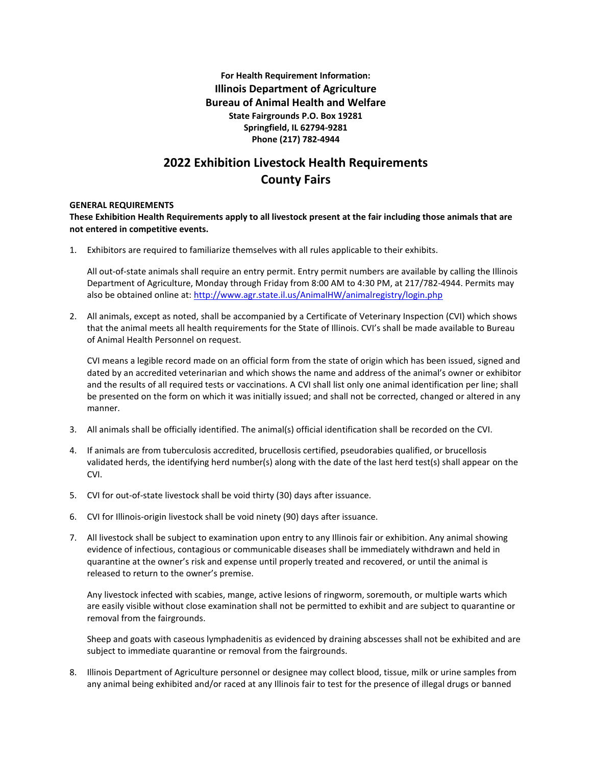**For Health Requirement Information:**
**Illinois Department of Agriculture**
**Bureau of Animal Health and Welfare**
**State Fairgrounds P.O. Box 19281**
**Springfield, IL 62794-9281**
**Phone (217) 782-4944**

# 2022 Exhibition Livestock Health Requirements
# County Fairs

**GENERAL REQUIREMENTS**

**These Exhibition Health Requirements apply to all livestock present at the fair including those animals that are not entered in competitive events.**

1. Exhibitors are required to familiarize themselves with all rules applicable to their exhibits.

   All out-of-state animals shall require an entry permit. Entry permit numbers are available by calling the Illinois Department of Agriculture, Monday through Friday from 8:00 AM to 4:30 PM, at 217/782-4944. Permits may also be obtained online at: [http://www.agr.state.il.us/AnimalHW/animalregistry/login.php](http://www.agr.state.il.us/AnimalHW/animalregistry/login.php)

2. All animals, except as noted, shall be accompanied by a Certificate of Veterinary Inspection (CVI) which shows that the animal meets all health requirements for the State of Illinois. CVI's shall be made available to Bureau of Animal Health Personnel on request.

   CVI means a legible record made on an official form from the state of origin which has been issued, signed and dated by an accredited veterinarian and which shows the name and address of the animal's owner or exhibitor and the results of all required tests or vaccinations. A CVI shall list only one animal identification per line; shall be presented on the form on which it was initially issued; and shall not be corrected, changed or altered in any manner.

3. All animals shall be officially identified. The animal(s) official identification shall be recorded on the CVI.

4. If animals are from tuberculosis accredited, brucellosis certified, pseudorabies qualified, or brucellosis validated herds, the identifying herd number(s) along with the date of the last herd test(s) shall appear on the CVI.

5. CVI for out-of-state livestock shall be void thirty (30) days after issuance.

6. CVI for Illinois-origin livestock shall be void ninety (90) days after issuance.

7. All livestock shall be subject to examination upon entry to any Illinois fair or exhibition. Any animal showing evidence of infectious, contagious or communicable diseases shall be immediately withdrawn and held in quarantine at the owner's risk and expense until properly treated and recovered, or until the animal is released to return to the owner's premise.

   Any livestock infected with scabies, mange, active lesions of ringworm, soremouth, or multiple warts which are easily visible without close examination shall not be permitted to exhibit and are subject to quarantine or removal from the fairgrounds.

   Sheep and goats with caseous lymphadenitis as evidenced by draining abscesses shall not be exhibited and are subject to immediate quarantine or removal from the fairgrounds.

8. Illinois Department of Agriculture personnel or designee may collect blood, tissue, milk or urine samples from any animal being exhibited and/or raced at any Illinois fair to test for the presence of illegal drugs or banned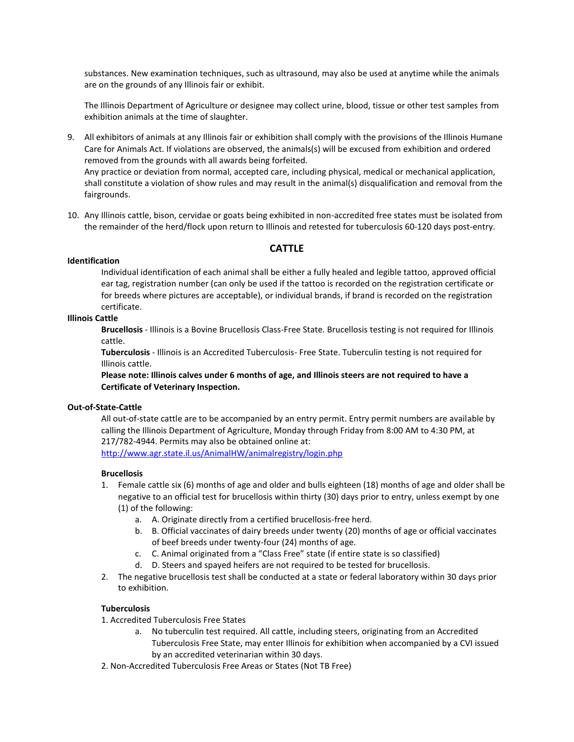substances. New examination techniques, such as ultrasound, may also be used at anytime while the animals are on the grounds of any Illinois fair or exhibit.

The Illinois Department of Agriculture or designee may collect urine, blood, tissue or other test samples from exhibition animals at the time of slaughter.

9. All exhibitors of animals at any Illinois fair or exhibition shall comply with the provisions of the Illinois Humane Care for Animals Act. If violations are observed, the animals(s) will be excused from exhibition and ordered removed from the grounds with all awards being forfeited.
   Any practice or deviation from normal, accepted care, including physical, medical or mechanical application, shall constitute a violation of show rules and may result in the animal(s) disqualification and removal from the fairgrounds.

10. Any Illinois cattle, bison, cervidae or goats being exhibited in non-accredited free states must be isolated from the remainder of the herd/flock upon return to Illinois and retested for tuberculosis 60-120 days post-entry.

## CATTLE

**Identification**

Individual identification of each animal shall be either a fully healed and legible tattoo, approved official ear tag, registration number (can only be used if the tattoo is recorded on the registration certificate or for breeds where pictures are acceptable), or individual brands, if brand is recorded on the registration certificate.

**Illinois Cattle**

**Brucellosis** - Illinois is a Bovine Brucellosis Class-Free State. Brucellosis testing is not required for Illinois cattle.

**Tuberculosis** - Illinois is an Accredited Tuberculosis- Free State. Tuberculin testing is not required for Illinois cattle.

**Please note: Illinois calves under 6 months of age, and Illinois steers are not required to have a Certificate of Veterinary Inspection.**

**Out-of-State-Cattle**

All out-of-state cattle are to be accompanied by an entry permit. Entry permit numbers are available by calling the Illinois Department of Agriculture, Monday through Friday from 8:00 AM to 4:30 PM, at 217/782-4944. Permits may also be obtained online at:
http://www.agr.state.il.us/AnimalHW/animalregistry/login.php

**Brucellosis**

1. Female cattle six (6) months of age and older and bulls eighteen (18) months of age and older shall be negative to an official test for brucellosis within thirty (30) days prior to entry, unless exempt by one (1) of the following:
   a. A. Originate directly from a certified brucellosis-free herd.
   b. B. Official vaccinates of dairy breeds under twenty (20) months of age or official vaccinates of beef breeds under twenty-four (24) months of age.
   c. C. Animal originated from a “Class Free” state (if entire state is so classified)
   d. D. Steers and spayed heifers are not required to be tested for brucellosis.
2. The negative brucellosis test shall be conducted at a state or federal laboratory within 30 days prior to exhibition.

**Tuberculosis**

1. Accredited Tuberculosis Free States
   a. No tuberculin test required. All cattle, including steers, originating from an Accredited Tuberculosis Free State, may enter Illinois for exhibition when accompanied by a CVI issued by an accredited veterinarian within 30 days.
2. Non-Accredited Tuberculosis Free Areas or States (Not TB Free)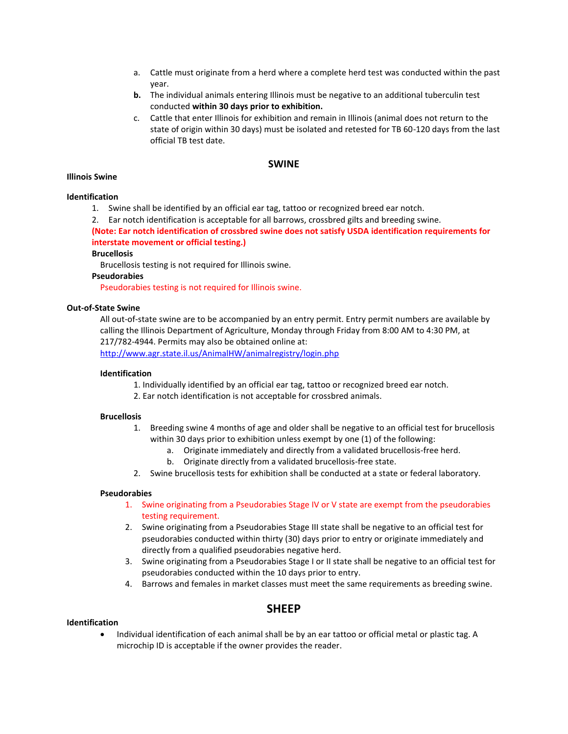a. Cattle must originate from a herd where a complete herd test was conducted within the past year.

**b.** The individual animals entering Illinois must be negative to an additional tuberculin test conducted **within 30 days prior to exhibition.**

c. Cattle that enter Illinois for exhibition and remain in Illinois (animal does not return to the state of origin within 30 days) must be isolated and retested for TB 60-120 days from the last official TB test date.

## SWINE

**Illinois Swine**

**Identification**

1. Swine shall be identified by an official ear tag, tattoo or recognized breed ear notch.
2. Ear notch identification is acceptable for all barrows, crossbred gilts and breeding swine.

**(Note: Ear notch identification of crossbred swine does not satisfy USDA identification requirements for interstate movement or official testing.)**

**Brucellosis**

Brucellosis testing is not required for Illinois swine.

**Pseudorabies**

Pseudorabies testing is not required for Illinois swine.

**Out-of-State Swine**

All out-of-state swine are to be accompanied by an entry permit. Entry permit numbers are available by calling the Illinois Department of Agriculture, Monday through Friday from 8:00 AM to 4:30 PM, at 217/782-4944. Permits may also be obtained online at: http://www.agr.state.il.us/AnimalHW/animalregistry/login.php

**Identification**

1. Individually identified by an official ear tag, tattoo or recognized breed ear notch.
2. Ear notch identification is not acceptable for crossbred animals.

**Brucellosis**

1. Breeding swine 4 months of age and older shall be negative to an official test for brucellosis within 30 days prior to exhibition unless exempt by one (1) of the following:
   a. Originate immediately and directly from a validated brucellosis-free herd.
   b. Originate directly from a validated brucellosis-free state.
2. Swine brucellosis tests for exhibition shall be conducted at a state or federal laboratory.

**Pseudorabies**

1. Swine originating from a Pseudorabies Stage IV or V state are exempt from the pseudorabies testing requirement.
2. Swine originating from a Pseudorabies Stage III state shall be negative to an official test for pseudorabies conducted within thirty (30) days prior to entry or originate immediately and directly from a qualified pseudorabies negative herd.
3. Swine originating from a Pseudorabies Stage I or II state shall be negative to an official test for pseudorabies conducted within the 10 days prior to entry.
4. Barrows and females in market classes must meet the same requirements as breeding swine.

## SHEEP

**Identification**

- Individual identification of each animal shall be by an ear tattoo or official metal or plastic tag. A microchip ID is acceptable if the owner provides the reader.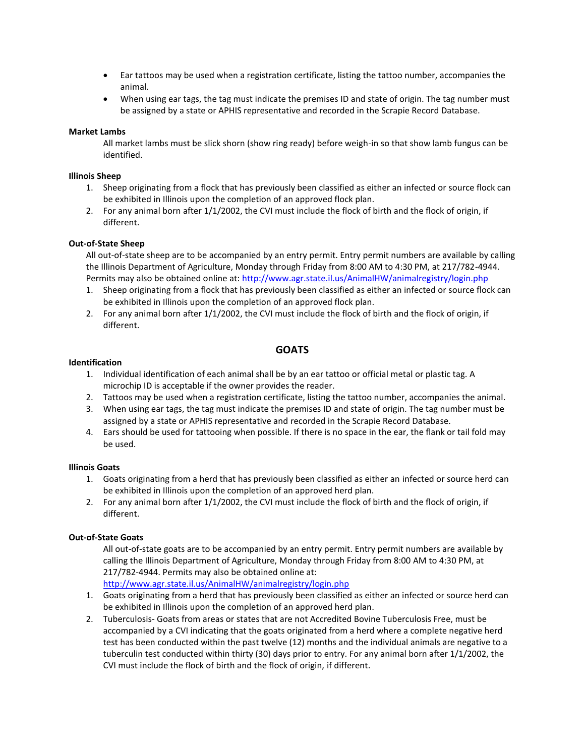- Ear tattoos may be used when a registration certificate, listing the tattoo number, accompanies the animal.
- When using ear tags, the tag must indicate the premises ID and state of origin. The tag number must be assigned by a state or APHIS representative and recorded in the Scrapie Record Database.

**Market Lambs**

All market lambs must be slick shorn (show ring ready) before weigh-in so that show lamb fungus can be identified.

**Illinois Sheep**

1. Sheep originating from a flock that has previously been classified as either an infected or source flock can be exhibited in Illinois upon the completion of an approved flock plan.
2. For any animal born after 1/1/2002, the CVI must include the flock of birth and the flock of origin, if different.

**Out-of-State Sheep**

All out-of-state sheep are to be accompanied by an entry permit. Entry permit numbers are available by calling the Illinois Department of Agriculture, Monday through Friday from 8:00 AM to 4:30 PM, at 217/782-4944. Permits may also be obtained online at: [http://www.agr.state.il.us/AnimalHW/animalregistry/login.php](http://www.agr.state.il.us/AnimalHW/animalregistry/login.php)

1. Sheep originating from a flock that has previously been classified as either an infected or source flock can be exhibited in Illinois upon the completion of an approved flock plan.
2. For any animal born after 1/1/2002, the CVI must include the flock of birth and the flock of origin, if different.

## GOATS

**Identification**

1. Individual identification of each animal shall be by an ear tattoo or official metal or plastic tag. A microchip ID is acceptable if the owner provides the reader.
2. Tattoos may be used when a registration certificate, listing the tattoo number, accompanies the animal.
3. When using ear tags, the tag must indicate the premises ID and state of origin. The tag number must be assigned by a state or APHIS representative and recorded in the Scrapie Record Database.
4. Ears should be used for tattooing when possible. If there is no space in the ear, the flank or tail fold may be used.

**Illinois Goats**

1. Goats originating from a herd that has previously been classified as either an infected or source herd can be exhibited in Illinois upon the completion of an approved herd plan.
2. For any animal born after 1/1/2002, the CVI must include the flock of birth and the flock of origin, if different.

**Out-of-State Goats**

All out-of-state goats are to be accompanied by an entry permit. Entry permit numbers are available by calling the Illinois Department of Agriculture, Monday through Friday from 8:00 AM to 4:30 PM, at 217/782-4944. Permits may also be obtained online at: [http://www.agr.state.il.us/AnimalHW/animalregistry/login.php](http://www.agr.state.il.us/AnimalHW/animalregistry/login.php)

1. Goats originating from a herd that has previously been classified as either an infected or source herd can be exhibited in Illinois upon the completion of an approved herd plan.
2. Tuberculosis- Goats from areas or states that are not Accredited Bovine Tuberculosis Free, must be accompanied by a CVI indicating that the goats originated from a herd where a complete negative herd test has been conducted within the past twelve (12) months and the individual animals are negative to a tuberculin test conducted within thirty (30) days prior to entry. For any animal born after 1/1/2002, the CVI must include the flock of birth and the flock of origin, if different.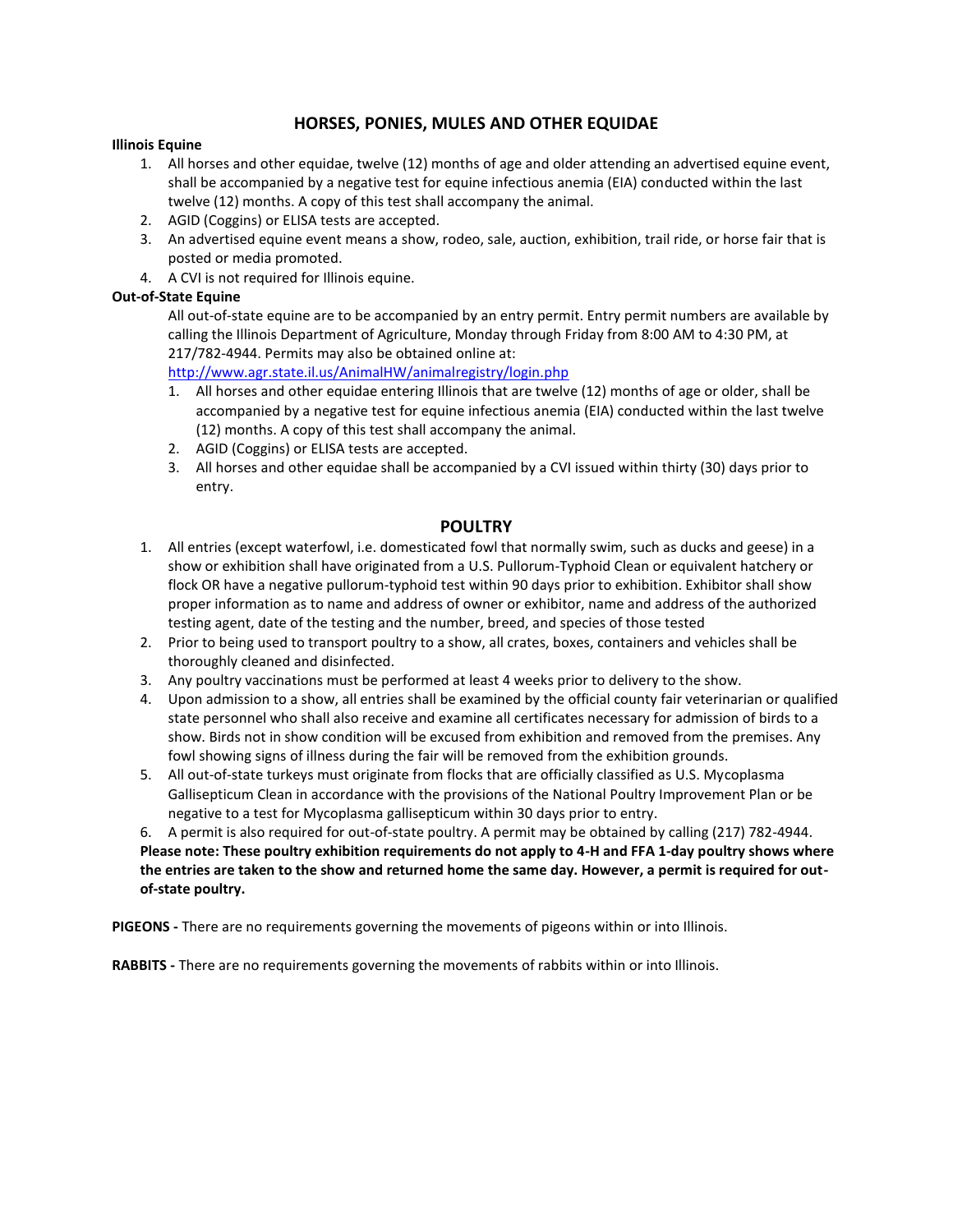## HORSES, PONIES, MULES AND OTHER EQUIDAE

**Illinois Equine**

1. All horses and other equidae, twelve (12) months of age and older attending an advertised equine event, shall be accompanied by a negative test for equine infectious anemia (EIA) conducted within the last twelve (12) months. A copy of this test shall accompany the animal.
2. AGID (Coggins) or ELISA tests are accepted.
3. An advertised equine event means a show, rodeo, sale, auction, exhibition, trail ride, or horse fair that is posted or media promoted.
4. A CVI is not required for Illinois equine.

**Out-of-State Equine**

All out-of-state equine are to be accompanied by an entry permit. Entry permit numbers are available by calling the Illinois Department of Agriculture, Monday through Friday from 8:00 AM to 4:30 PM, at 217/782-4944. Permits may also be obtained online at: http://www.agr.state.il.us/AnimalHW/animalregistry/login.php

1. All horses and other equidae entering Illinois that are twelve (12) months of age or older, shall be accompanied by a negative test for equine infectious anemia (EIA) conducted within the last twelve (12) months. A copy of this test shall accompany the animal.
2. AGID (Coggins) or ELISA tests are accepted.
3. All horses and other equidae shall be accompanied by a CVI issued within thirty (30) days prior to entry.

## POULTRY

1. All entries (except waterfowl, i.e. domesticated fowl that normally swim, such as ducks and geese) in a show or exhibition shall have originated from a U.S. Pullorum-Typhoid Clean or equivalent hatchery or flock OR have a negative pullorum-typhoid test within 90 days prior to exhibition. Exhibitor shall show proper information as to name and address of owner or exhibitor, name and address of the authorized testing agent, date of the testing and the number, breed, and species of those tested
2. Prior to being used to transport poultry to a show, all crates, boxes, containers and vehicles shall be thoroughly cleaned and disinfected.
3. Any poultry vaccinations must be performed at least 4 weeks prior to delivery to the show.
4. Upon admission to a show, all entries shall be examined by the official county fair veterinarian or qualified state personnel who shall also receive and examine all certificates necessary for admission of birds to a show. Birds not in show condition will be excused from exhibition and removed from the premises. Any fowl showing signs of illness during the fair will be removed from the exhibition grounds.
5. All out-of-state turkeys must originate from flocks that are officially classified as U.S. Mycoplasma Gallisepticum Clean in accordance with the provisions of the National Poultry Improvement Plan or be negative to a test for Mycoplasma gallisepticum within 30 days prior to entry.
6. A permit is also required for out-of-state poultry. A permit may be obtained by calling (217) 782-4944.

**Please note: These poultry exhibition requirements do not apply to 4-H and FFA 1-day poultry shows where the entries are taken to the show and returned home the same day. However, a permit is required for out-of-state poultry.**

**PIGEONS -** There are no requirements governing the movements of pigeons within or into Illinois.

**RABBITS -** There are no requirements governing the movements of rabbits within or into Illinois.